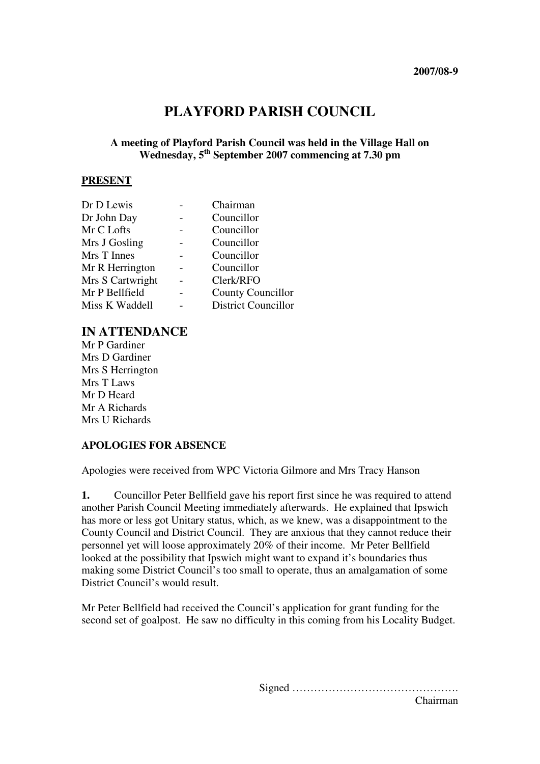2007/08-9

# PLAYFORD PARISH COUNCIL

**A meeting of Playford Parish Council was held in the Village Hall on Wednesday, 5th September 2007 commencing at 7.30 pm**

**PRESENT**

| | | |
|---|---|---|
| Dr D Lewis | - | Chairman |
| Dr John Day | - | Councillor |
| Mr C Lofts | - | Councillor |
| Mrs J Gosling | - | Councillor |
| Mrs T Innes | - | Councillor |
| Mr R Herrington | - | Councillor |
| Mrs S Cartwright | - | Clerk/RFO |
| Mr P Bellfield | - | County Councillor |
| Miss K Waddell | - | District Councillor |

## IN ATTENDANCE

Mr P Gardiner
Mrs D Gardiner
Mrs S Herrington
Mrs T Laws
Mr D Heard
Mr A Richards
Mrs U Richards

**APOLOGIES FOR ABSENCE**

Apologies were received from WPC Victoria Gilmore and Mrs Tracy Hanson

**1.** Councillor Peter Bellfield gave his report first since he was required to attend another Parish Council Meeting immediately afterwards. He explained that Ipswich has more or less got Unitary status, which, as we knew, was a disappointment to the County Council and District Council. They are anxious that they cannot reduce their personnel yet will loose approximately 20% of their income. Mr Peter Bellfield looked at the possibility that Ipswich might want to expand it's boundaries thus making some District Council's too small to operate, thus an amalgamation of some District Council's would result.

Mr Peter Bellfield had received the Council's application for grant funding for the second set of goalpost. He saw no difficulty in this coming from his Locality Budget.

Signed ……………………………………….
Chairman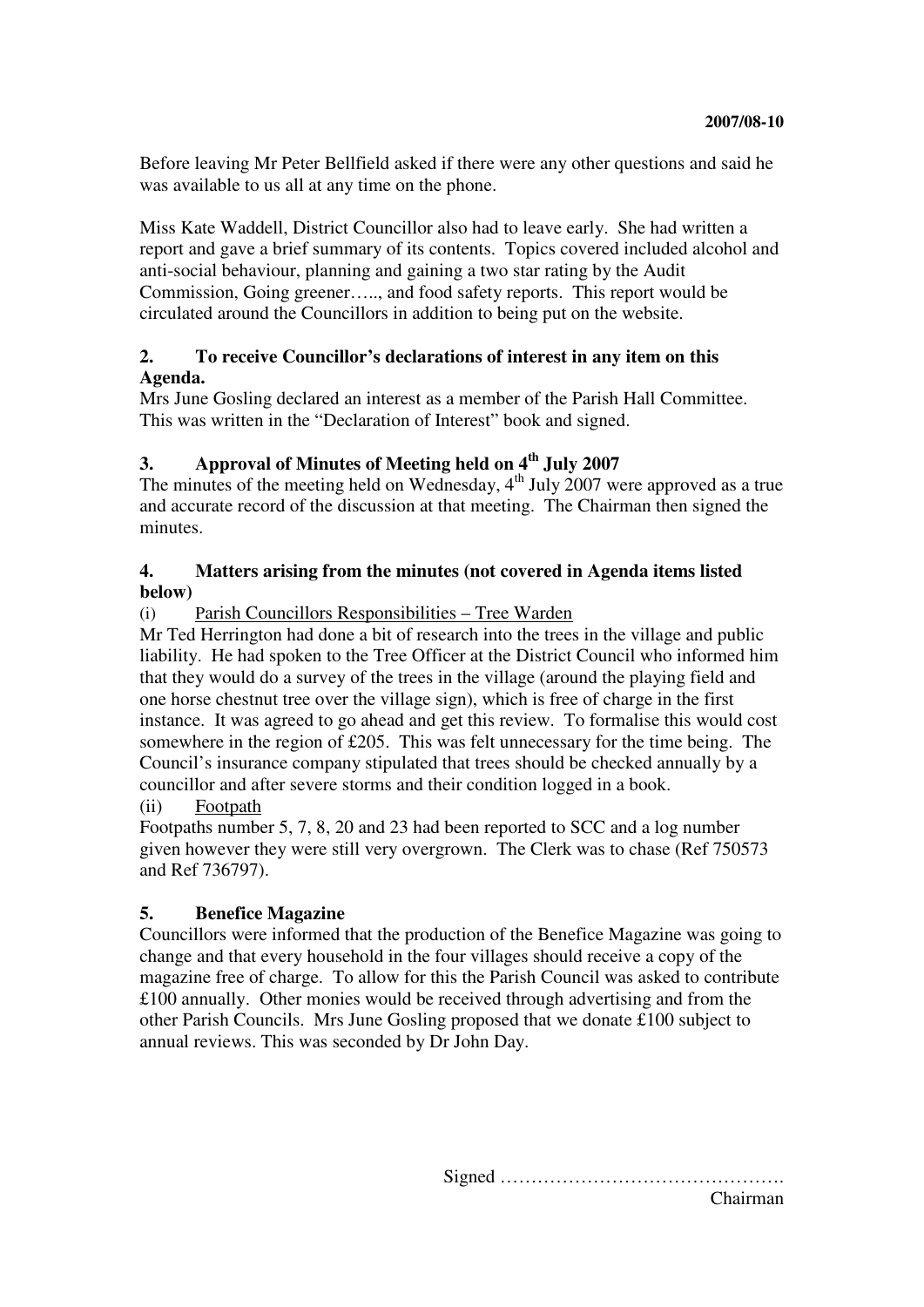Before leaving Mr Peter Bellfield asked if there were any other questions and said he was available to us all at any time on the phone.

Miss Kate Waddell, District Councillor also had to leave early. She had written a report and gave a brief summary of its contents. Topics covered included alcohol and anti-social behaviour, planning and gaining a two star rating by the Audit Commission, Going greener….., and food safety reports. This report would be circulated around the Councillors in addition to being put on the website.

**2. To receive Councillor's declarations of interest in any item on this Agenda.**

Mrs June Gosling declared an interest as a member of the Parish Hall Committee. This was written in the "Declaration of Interest" book and signed.

**3. Approval of Minutes of Meeting held on 4th July 2007**

The minutes of the meeting held on Wednesday, 4th July 2007 were approved as a true and accurate record of the discussion at that meeting. The Chairman then signed the minutes.

**4. Matters arising from the minutes (not covered in Agenda items listed below)**

(i) Parish Councillors Responsibilities – Tree Warden

Mr Ted Herrington had done a bit of research into the trees in the village and public liability. He had spoken to the Tree Officer at the District Council who informed him that they would do a survey of the trees in the village (around the playing field and one horse chestnut tree over the village sign), which is free of charge in the first instance. It was agreed to go ahead and get this review. To formalise this would cost somewhere in the region of £205. This was felt unnecessary for the time being. The Council's insurance company stipulated that trees should be checked annually by a councillor and after severe storms and their condition logged in a book.

(ii) Footpath

Footpaths number 5, 7, 8, 20 and 23 had been reported to SCC and a log number given however they were still very overgrown. The Clerk was to chase (Ref 750573 and Ref 736797).

**5. Benefice Magazine**

Councillors were informed that the production of the Benefice Magazine was going to change and that every household in the four villages should receive a copy of the magazine free of charge. To allow for this the Parish Council was asked to contribute £100 annually. Other monies would be received through advertising and from the other Parish Councils. Mrs June Gosling proposed that we donate £100 subject to annual reviews. This was seconded by Dr John Day.

Signed ……………………………………….
Chairman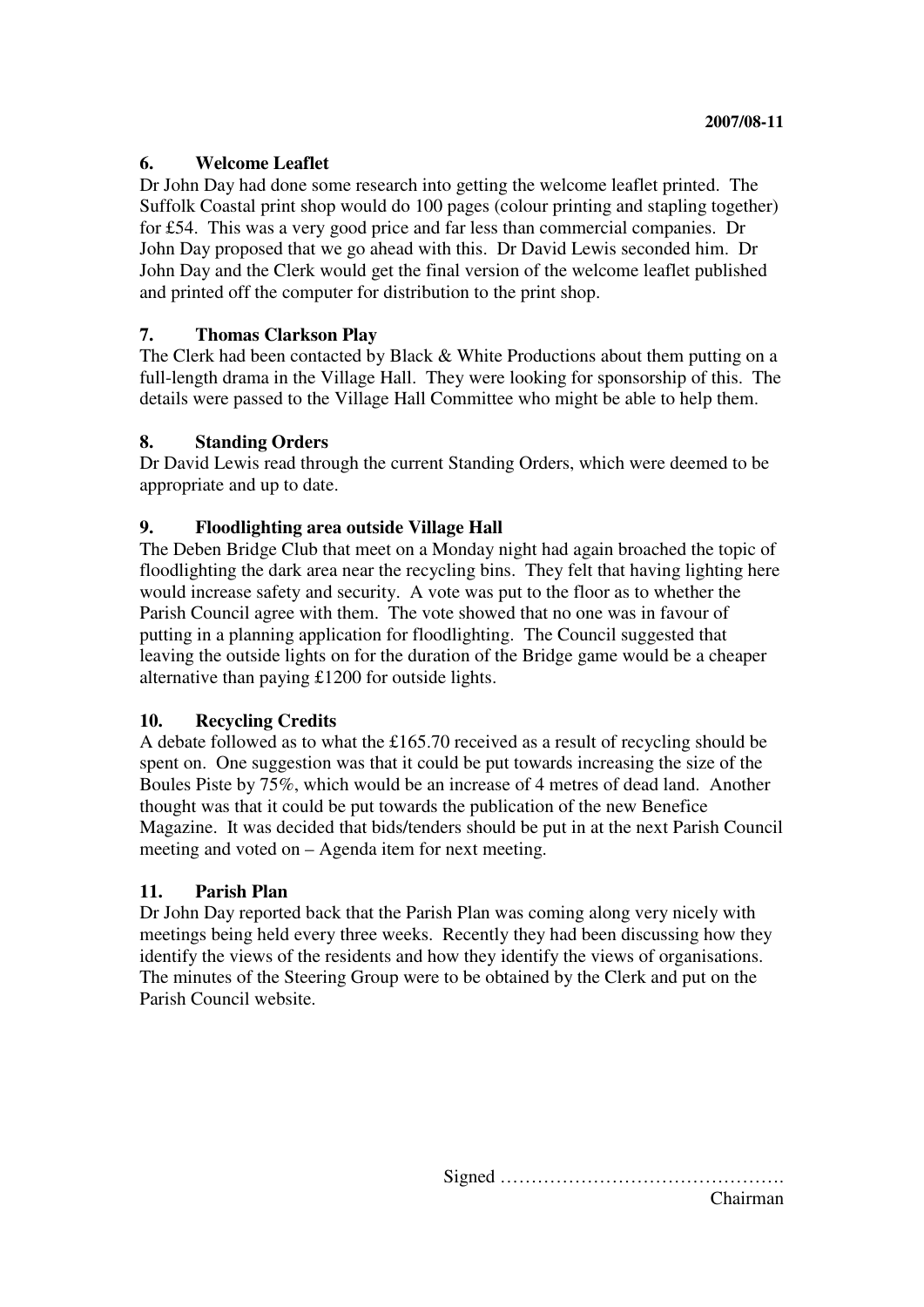**2007/08-11**

## 6. Welcome Leaflet

Dr John Day had done some research into getting the welcome leaflet printed. The Suffolk Coastal print shop would do 100 pages (colour printing and stapling together) for £54. This was a very good price and far less than commercial companies. Dr John Day proposed that we go ahead with this. Dr David Lewis seconded him. Dr John Day and the Clerk would get the final version of the welcome leaflet published and printed off the computer for distribution to the print shop.

## 7. Thomas Clarkson Play

The Clerk had been contacted by Black & White Productions about them putting on a full-length drama in the Village Hall. They were looking for sponsorship of this. The details were passed to the Village Hall Committee who might be able to help them.

## 8. Standing Orders

Dr David Lewis read through the current Standing Orders, which were deemed to be appropriate and up to date.

## 9. Floodlighting area outside Village Hall

The Deben Bridge Club that meet on a Monday night had again broached the topic of floodlighting the dark area near the recycling bins. They felt that having lighting here would increase safety and security. A vote was put to the floor as to whether the Parish Council agree with them. The vote showed that no one was in favour of putting in a planning application for floodlighting. The Council suggested that leaving the outside lights on for the duration of the Bridge game would be a cheaper alternative than paying £1200 for outside lights.

## 10. Recycling Credits

A debate followed as to what the £165.70 received as a result of recycling should be spent on. One suggestion was that it could be put towards increasing the size of the Boules Piste by 75%, which would be an increase of 4 metres of dead land. Another thought was that it could be put towards the publication of the new Benefice Magazine. It was decided that bids/tenders should be put in at the next Parish Council meeting and voted on – Agenda item for next meeting.

## 11. Parish Plan

Dr John Day reported back that the Parish Plan was coming along very nicely with meetings being held every three weeks. Recently they had been discussing how they identify the views of the residents and how they identify the views of organisations. The minutes of the Steering Group were to be obtained by the Clerk and put on the Parish Council website.

Signed ……………………………………….
Chairman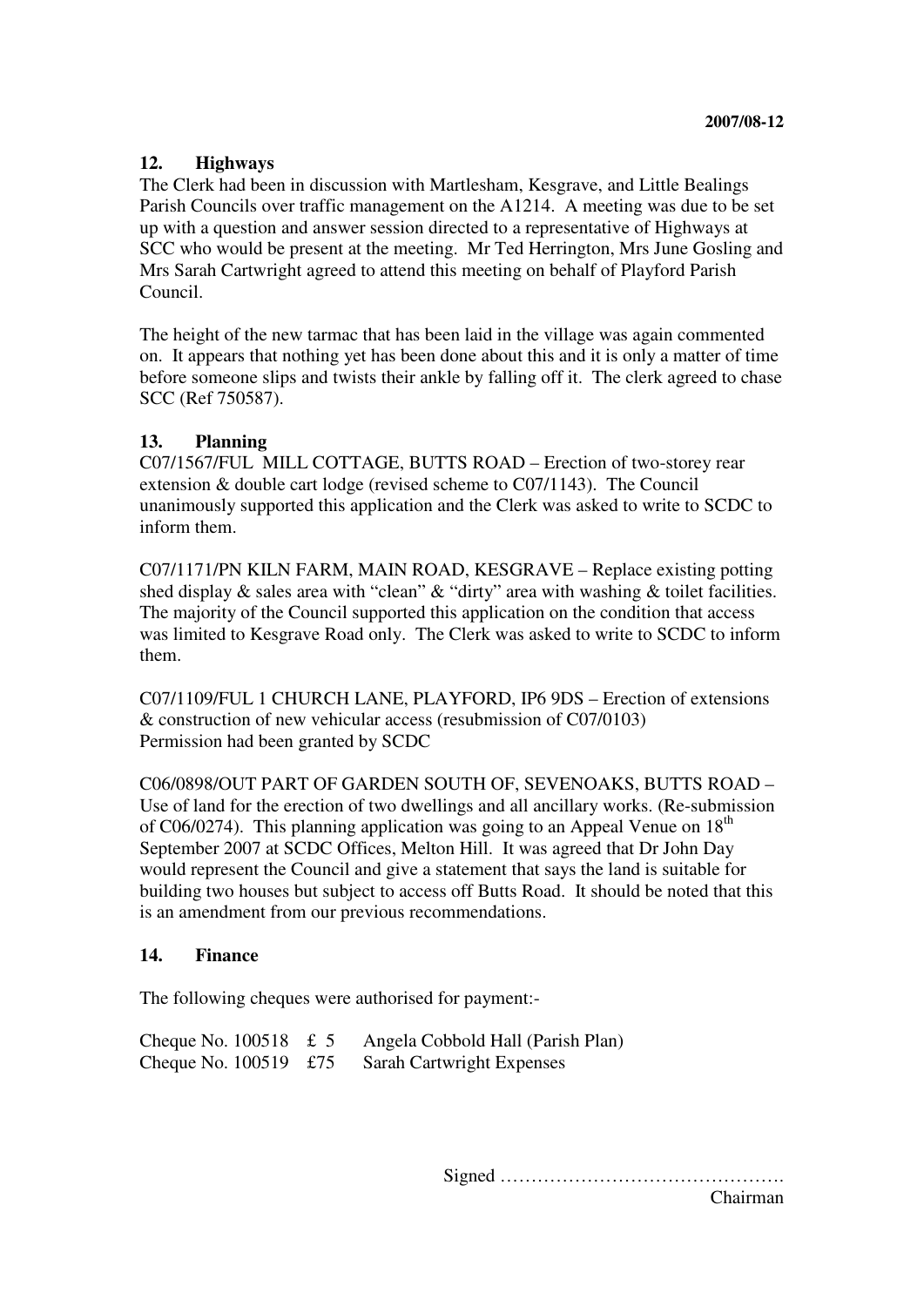**2007/08-12**

## 12. Highways

The Clerk had been in discussion with Martlesham, Kesgrave, and Little Bealings Parish Councils over traffic management on the A1214. A meeting was due to be set up with a question and answer session directed to a representative of Highways at SCC who would be present at the meeting. Mr Ted Herrington, Mrs June Gosling and Mrs Sarah Cartwright agreed to attend this meeting on behalf of Playford Parish Council.

The height of the new tarmac that has been laid in the village was again commented on. It appears that nothing yet has been done about this and it is only a matter of time before someone slips and twists their ankle by falling off it. The clerk agreed to chase SCC (Ref 750587).

## 13. Planning

C07/1567/FUL MILL COTTAGE, BUTTS ROAD – Erection of two-storey rear extension & double cart lodge (revised scheme to C07/1143). The Council unanimously supported this application and the Clerk was asked to write to SCDC to inform them.

C07/1171/PN KILN FARM, MAIN ROAD, KESGRAVE – Replace existing potting shed display & sales area with "clean" & "dirty" area with washing & toilet facilities. The majority of the Council supported this application on the condition that access was limited to Kesgrave Road only. The Clerk was asked to write to SCDC to inform them.

C07/1109/FUL 1 CHURCH LANE, PLAYFORD, IP6 9DS – Erection of extensions & construction of new vehicular access (resubmission of C07/0103)
Permission had been granted by SCDC

C06/0898/OUT PART OF GARDEN SOUTH OF, SEVENOAKS, BUTTS ROAD – Use of land for the erection of two dwellings and all ancillary works. (Re-submission of C06/0274). This planning application was going to an Appeal Venue on 18th September 2007 at SCDC Offices, Melton Hill. It was agreed that Dr John Day would represent the Council and give a statement that says the land is suitable for building two houses but subject to access off Butts Road. It should be noted that this is an amendment from our previous recommendations.

## 14. Finance

The following cheques were authorised for payment:-

| | | |
|---|---|---|
| Cheque No. 100518 | £ 5 | Angela Cobbold Hall (Parish Plan) |
| Cheque No. 100519 | £75 | Sarah Cartwright Expenses |

Signed ……………………………………….
Chairman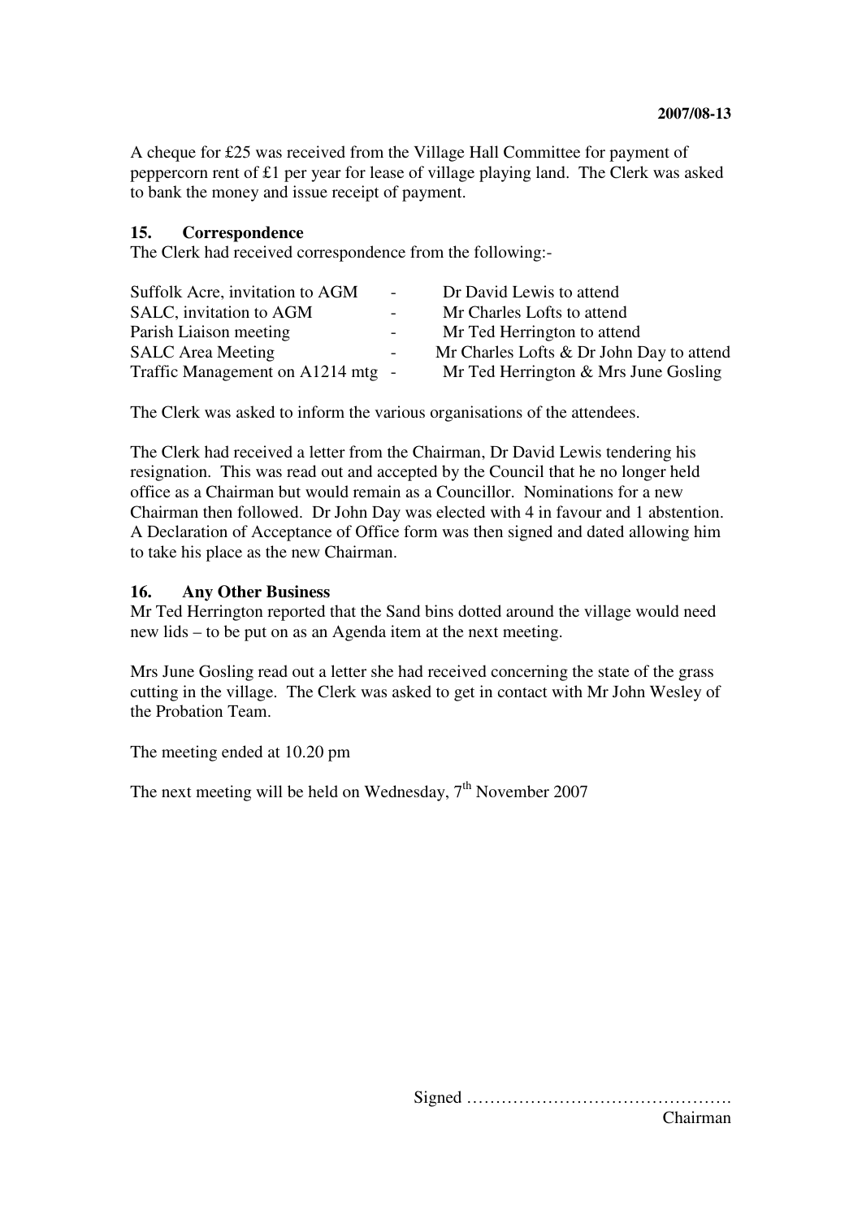**2007/08-13**

A cheque for £25 was received from the Village Hall Committee for payment of peppercorn rent of £1 per year for lease of village playing land. The Clerk was asked to bank the money and issue receipt of payment.

**15. Correspondence**

The Clerk had received correspondence from the following:-

| | | |
|---|---|---|
| Suffolk Acre, invitation to AGM | - | Dr David Lewis to attend |
| SALC, invitation to AGM | - | Mr Charles Lofts to attend |
| Parish Liaison meeting | - | Mr Ted Herrington to attend |
| SALC Area Meeting | - | Mr Charles Lofts & Dr John Day to attend |
| Traffic Management on A1214 mtg | - | Mr Ted Herrington & Mrs June Gosling |

The Clerk was asked to inform the various organisations of the attendees.

The Clerk had received a letter from the Chairman, Dr David Lewis tendering his resignation. This was read out and accepted by the Council that he no longer held office as a Chairman but would remain as a Councillor. Nominations for a new Chairman then followed. Dr John Day was elected with 4 in favour and 1 abstention. A Declaration of Acceptance of Office form was then signed and dated allowing him to take his place as the new Chairman.

**16. Any Other Business**

Mr Ted Herrington reported that the Sand bins dotted around the village would need new lids – to be put on as an Agenda item at the next meeting.

Mrs June Gosling read out a letter she had received concerning the state of the grass cutting in the village. The Clerk was asked to get in contact with Mr John Wesley of the Probation Team.

The meeting ended at 10.20 pm

The next meeting will be held on Wednesday, 7th November 2007

Signed ……………………………………….
Chairman